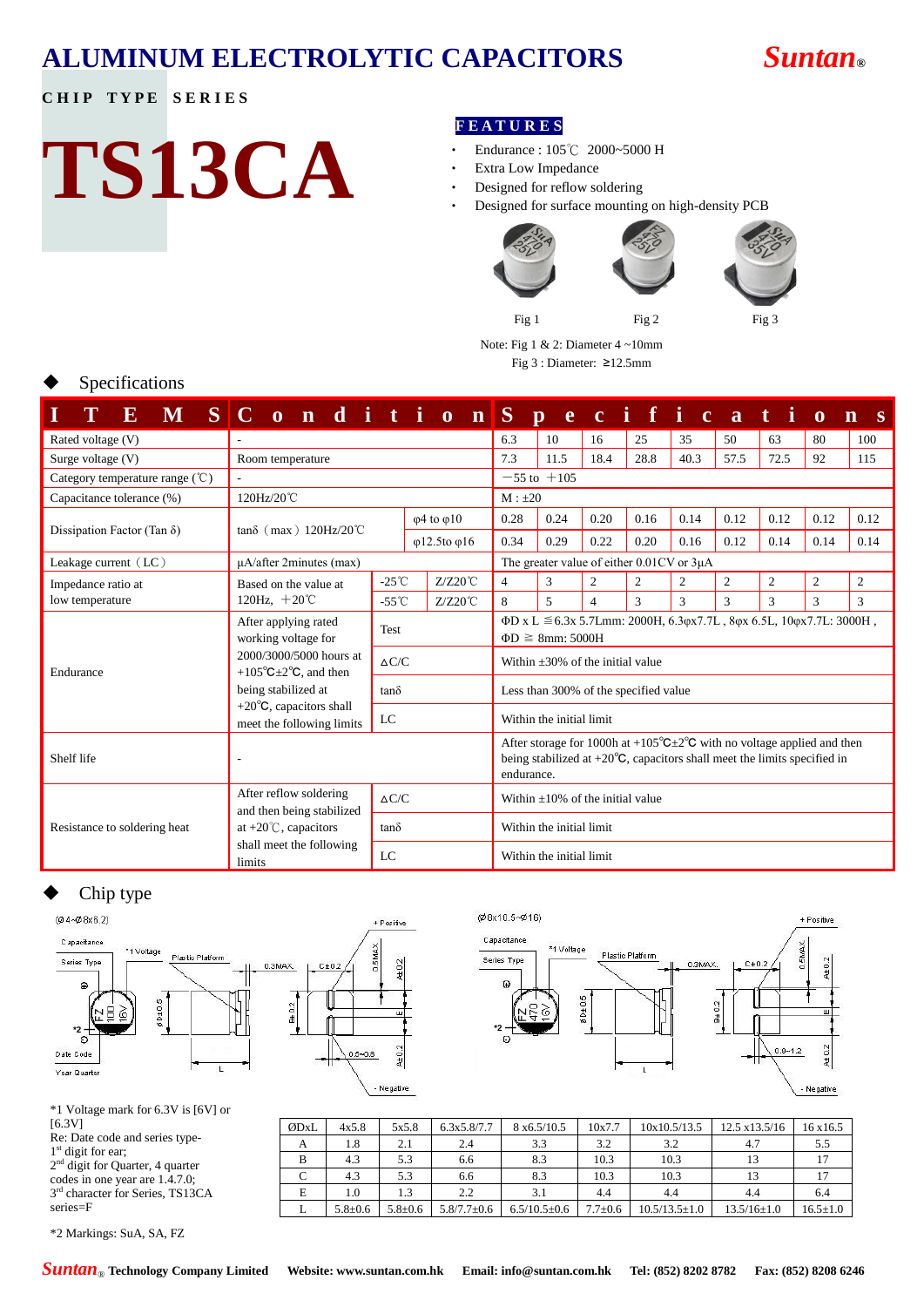# ALUMINUM ELECTROLYTIC CAPACITORS

**Suntan®**

**CHIP TYPE SERIES**

# TS13CA

**FEATURES**

- Endurance : 105℃ 2000~5000 H
- Extra Low Impedance
- Designed for reflow soldering
- Designed for surface mounting on high-density PCB

Fig 1 Fig 2 Fig 3

Note: Fig 1 & 2: Diameter 4 ~10mm
Fig 3 : Diameter: ≥12.5mm

## ◆ Specifications

| ITEMS | Conditions | | | Specifications | | | | | | | | |
|---|---|---|---|---|---|---|---|---|---|---|---|---|
| Rated voltage (V) | - | | | 6.3 | 10 | 16 | 25 | 35 | 50 | 63 | 80 | 100 |
| Surge voltage (V) | Room temperature | | | 7.3 | 11.5 | 18.4 | 28.8 | 40.3 | 57.5 | 72.5 | 92 | 115 |
| Category temperature range (℃) | - | | | −55 to +105 | | | | | | | | |
| Capacitance tolerance (%) | 120Hz/20℃ | | | M : ±20 | | | | | | | | |
| Dissipation Factor (Tan δ) | tanδ (max) 120Hz/20℃ | φ4 to φ10 | | 0.28 | 0.24 | 0.20 | 0.16 | 0.14 | 0.12 | 0.12 | 0.12 | 0.12 |
| | | φ12.5to φ16 | | 0.34 | 0.29 | 0.22 | 0.20 | 0.16 | 0.12 | 0.14 | 0.14 | 0.14 |
| Leakage current (LC) | μA/after 2minutes (max) | | | The greater value of either 0.01CV or 3μA | | | | | | | | |
| Impedance ratio at low temperature | Based on the value at 120Hz, +20℃ | -25℃ | Z/Z20℃ | 4 | 3 | 2 | 2 | 2 | 2 | 2 | 2 | 2 |
| | | -55℃ | Z/Z20℃ | 8 | 5 | 4 | 3 | 3 | 3 | 3 | 3 | 3 |
| Endurance | After applying rated working voltage for 2000/3000/5000 hours at +105℃±2℃, and then being stabilized at +20℃, capacitors shall meet the following limits | Test | | ΦD x L ≦6.3x 5.7Lmm: 2000H, 6.3φx7.7L , 8φx 6.5L, 10φx7.7L: 3000H , ΦD ≧ 8mm: 5000H | | | | | | | | |
| | | ΔC/C | | Within ±30% of the initial value | | | | | | | | |
| | | tanδ | | Less than 300% of the specified value | | | | | | | | |
| | | LC | | Within the initial limit | | | | | | | | |
| Shelf life | - | | | After storage for 1000h at +105℃±2℃ with no voltage applied and then being stabilized at +20℃, capacitors shall meet the limits specified in endurance. | | | | | | | | |
| Resistance to soldering heat | After reflow soldering and then being stabilized at +20℃, capacitors shall meet the following limits | ΔC/C | | Within ±10% of the initial value | | | | | | | | |
| | | tanδ | | Within the initial limit | | | | | | | | |
| | | LC | | Within the initial limit | | | | | | | | |

## ◆ Chip type

(Ø4~Ø8x6.2)

(Ø8x10.5~Ø16)

\*1 Voltage mark for 6.3V is [6V] or [6.3V]
Re: Date code and series type-
1st digit for ear;
2nd digit for Quarter, 4 quarter codes in one year are 1.4.7.0;
3rd character for Series, TS13CA series=F

\*2 Markings: SuA, SA, FZ

| ØDxL | 4x5.8 | 5x5.8 | 6.3x5.8/7.7 | 8 x6.5/10.5 | 10x7.7 | 10x10.5/13.5 | 12.5 x13.5/16 | 16 x16.5 |
|---|---|---|---|---|---|---|---|---|
| A | 1.8 | 2.1 | 2.4 | 3.3 | 3.2 | 3.2 | 4.7 | 5.5 |
| B | 4.3 | 5.3 | 6.6 | 8.3 | 10.3 | 10.3 | 13 | 17 |
| C | 4.3 | 5.3 | 6.6 | 8.3 | 10.3 | 10.3 | 13 | 17 |
| E | 1.0 | 1.3 | 2.2 | 3.1 | 4.4 | 4.4 | 4.4 | 6.4 |
| L | 5.8±0.6 | 5.8±0.6 | 5.8/7.7±0.6 | 6.5/10.5±0.6 | 7.7±0.6 | 10.5/13.5±1.0 | 13.5/16±1.0 | 16.5±1.0 |

**Suntan® Technology Company Limited Website: www.suntan.com.hk Email: info@suntan.com.hk Tel: (852) 8202 8782 Fax: (852) 8208 6246**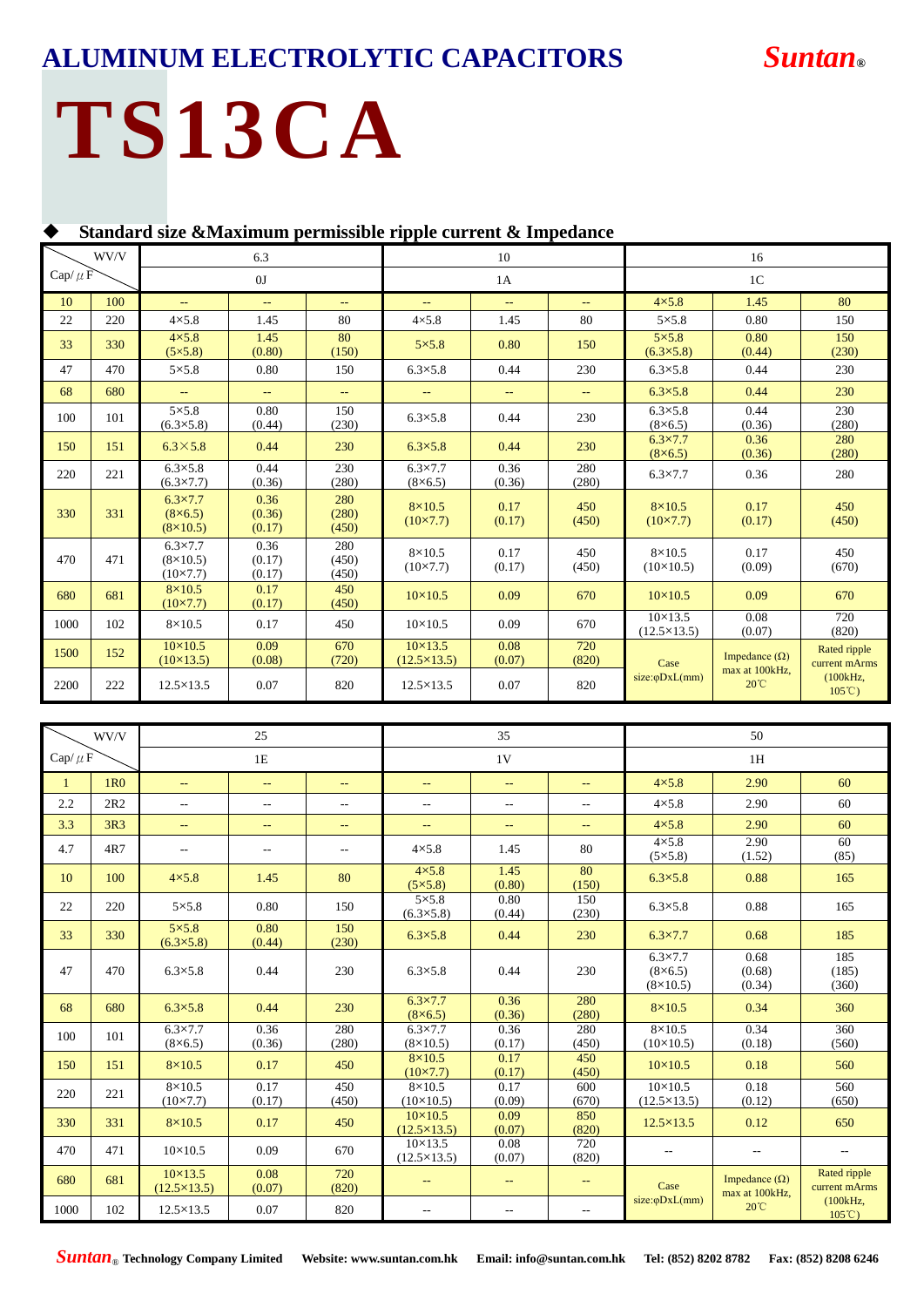# ALUMINUM ELECTROLYTIC CAPACITORS

**Suntan®**

# TS13CA

### ◆ Standard size &Maximum permissible ripple current & Impedance

| Cap/μF | WV/V | 6.3 | | | 10 | | | 16 | | |
|---|---|---|---|---|---|---|---|---|---|---|
| | | 0J | | | 1A | | | 1C | | |
| 10 | 100 | -- | -- | -- | -- | -- | -- | 4×5.8 | 1.45 | 80 |
| 22 | 220 | 4×5.8 | 1.45 | 80 | 4×5.8 | 1.45 | 80 | 5×5.8 | 0.80 | 150 |
| 33 | 330 | 4×5.8 (5×5.8) | 1.45 (0.80) | 80 (150) | 5×5.8 | 0.80 | 150 | 5×5.8 (6.3×5.8) | 0.80 (0.44) | 150 (230) |
| 47 | 470 | 5×5.8 | 0.80 | 150 | 6.3×5.8 | 0.44 | 230 | 6.3×5.8 | 0.44 | 230 |
| 68 | 680 | -- | -- | -- | -- | -- | -- | 6.3×5.8 | 0.44 | 230 |
| 100 | 101 | 5×5.8 (6.3×5.8) | 0.80 (0.44) | 150 (230) | 6.3×5.8 | 0.44 | 230 | 6.3×5.8 (8×6.5) | 0.44 (0.36) | 230 (280) |
| 150 | 151 | 6.3×5.8 | 0.44 | 230 | 6.3×5.8 | 0.44 | 230 | 6.3×7.7 (8×6.5) | 0.36 (0.36) | 280 (280) |
| 220 | 221 | 6.3×5.8 (6.3×7.7) | 0.44 (0.36) | 230 (280) | 6.3×7.7 (8×6.5) | 0.36 (0.36) | 280 (280) | 6.3×7.7 | 0.36 | 280 |
| 330 | 331 | 6.3×7.7 (8×6.5) (8×10.5) | 0.36 (0.36) (0.17) | 280 (280) (450) | 8×10.5 (10×7.7) | 0.17 (0.17) | 450 (450) | 8×10.5 (10×7.7) | 0.17 (0.17) | 450 (450) |
| 470 | 471 | 6.3×7.7 (8×10.5) (10×7.7) | 0.36 (0.17) (0.17) | 280 (450) (450) | 8×10.5 (10×7.7) | 0.17 (0.17) | 450 (450) | 8×10.5 (10×10.5) | 0.17 (0.09) | 450 (670) |
| 680 | 681 | 8×10.5 (10×7.7) | 0.17 (0.17) | 450 (450) | 10×10.5 | 0.09 | 670 | 10×10.5 | 0.09 | 670 |
| 1000 | 102 | 8×10.5 | 0.17 | 450 | 10×10.5 | 0.09 | 670 | 10×13.5 (12.5×13.5) | 0.08 (0.07) | 720 (820) |
| 1500 | 152 | 10×10.5 (10×13.5) | 0.09 (0.08) | 670 (720) | 10×13.5 (12.5×13.5) | 0.08 (0.07) | 720 (820) | Case size:φDxL(mm) | Impedance (Ω) max at 100kHz, 20℃ | Rated ripple current mArms (100kHz, 105℃) |
| 2200 | 222 | 12.5×13.5 | 0.07 | 820 | 12.5×13.5 | 0.07 | 820 | | | |

| Cap/μF | WV/V | 25 | | | 35 | | | 50 | | |
|---|---|---|---|---|---|---|---|---|---|---|
| | | 1E | | | 1V | | | 1H | | |
| 1 | 1R0 | -- | -- | -- | -- | -- | -- | 4×5.8 | 2.90 | 60 |
| 2.2 | 2R2 | -- | -- | -- | -- | -- | -- | 4×5.8 | 2.90 | 60 |
| 3.3 | 3R3 | -- | -- | -- | -- | -- | -- | 4×5.8 | 2.90 | 60 |
| 4.7 | 4R7 | -- | -- | -- | 4×5.8 | 1.45 | 80 | 4×5.8 (5×5.8) | 2.90 (1.52) | 60 (85) |
| 10 | 100 | 4×5.8 | 1.45 | 80 | 4×5.8 (5×5.8) | 1.45 (0.80) | 80 (150) | 6.3×5.8 | 0.88 | 165 |
| 22 | 220 | 5×5.8 | 0.80 | 150 | 5×5.8 (6.3×5.8) | 0.80 (0.44) | 150 (230) | 6.3×5.8 | 0.88 | 165 |
| 33 | 330 | 5×5.8 (6.3×5.8) | 0.80 (0.44) | 150 (230) | 6.3×5.8 | 0.44 | 230 | 6.3×7.7 | 0.68 | 185 |
| 47 | 470 | 6.3×5.8 | 0.44 | 230 | 6.3×5.8 | 0.44 | 230 | 6.3×7.7 (8×6.5) (8×10.5) | 0.68 (0.68) (0.34) | 185 (185) (360) |
| 68 | 680 | 6.3×5.8 | 0.44 | 230 | 6.3×7.7 (8×6.5) | 0.36 (0.36) | 280 (280) | 8×10.5 | 0.34 | 360 |
| 100 | 101 | 6.3×7.7 (8×6.5) | 0.36 (0.36) | 280 (280) | 6.3×7.7 (8×10.5) | 0.36 (0.17) | 280 (450) | 8×10.5 (10×10.5) | 0.34 (0.18) | 360 (560) |
| 150 | 151 | 8×10.5 | 0.17 | 450 | 8×10.5 (10×7.7) | 0.17 (0.17) | 450 (450) | 10×10.5 | 0.18 | 560 |
| 220 | 221 | 8×10.5 (10×7.7) | 0.17 (0.17) | 450 (450) | 8×10.5 (10×10.5) | 0.17 (0.09) | 600 (670) | 10×10.5 (12.5×13.5) | 0.18 (0.12) | 560 (650) |
| 330 | 331 | 8×10.5 | 0.17 | 450 | 10×10.5 (12.5×13.5) | 0.09 (0.07) | 850 (820) | 12.5×13.5 | 0.12 | 650 |
| 470 | 471 | 10×10.5 | 0.09 | 670 | 10×13.5 (12.5×13.5) | 0.08 (0.07) | 720 (820) | -- | -- | -- |
| 680 | 681 | 10×13.5 (12.5×13.5) | 0.08 (0.07) | 720 (820) | -- | -- | -- | Case size:φDxL(mm) | Impedance (Ω) max at 100kHz, 20℃ | Rated ripple current mArms (100kHz, 105℃) |
| 1000 | 102 | 12.5×13.5 | 0.07 | 820 | -- | -- | -- | | | |

**Suntan® Technology Company Limited** **Website: www.suntan.com.hk** **Email: info@suntan.com.hk** **Tel: (852) 8202 8782** **Fax: (852) 8208 6246**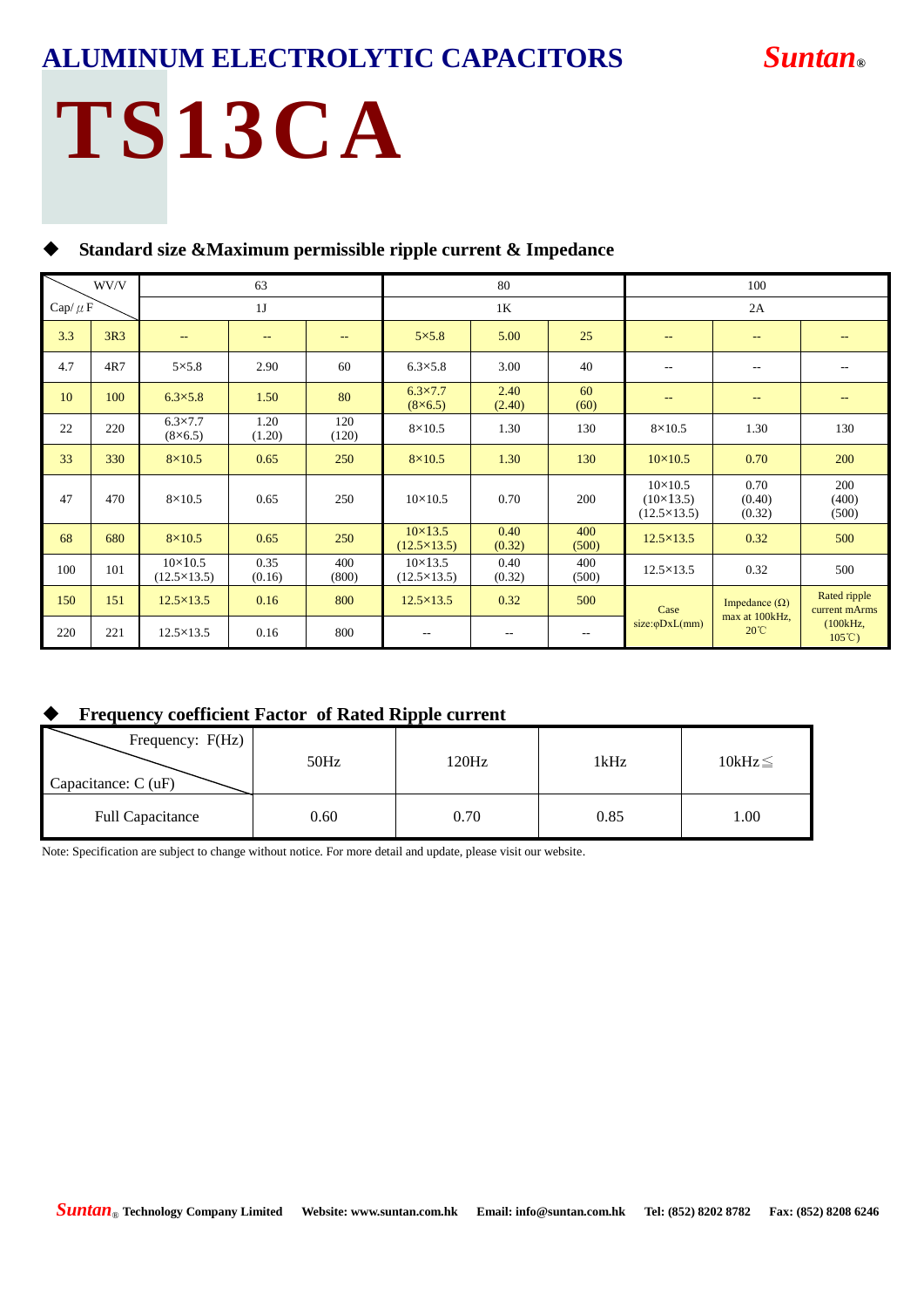# ALUMINUM ELECTROLYTIC CAPACITORS

*Suntan*®

# TS13CA

## ◆ Standard size &Maximum permissible ripple current & Impedance

| WV/V | | 63 | | | 80 | | | 100 | | |
|---|---|---|---|---|---|---|---|---|---|---|
| Cap/μF | | 1J | | | 1K | | | 2A | | |
| 3.3 | 3R3 | -- | -- | -- | 5×5.8 | 5.00 | 25 | -- | -- | -- |
| 4.7 | 4R7 | 5×5.8 | 2.90 | 60 | 6.3×5.8 | 3.00 | 40 | -- | -- | -- |
| 10 | 100 | 6.3×5.8 | 1.50 | 80 | 6.3×7.7 (8×6.5) | 2.40 (2.40) | 60 (60) | -- | -- | -- |
| 22 | 220 | 6.3×7.7 (8×6.5) | 1.20 (1.20) | 120 (120) | 8×10.5 | 1.30 | 130 | 8×10.5 | 1.30 | 130 |
| 33 | 330 | 8×10.5 | 0.65 | 250 | 8×10.5 | 1.30 | 130 | 10×10.5 | 0.70 | 200 |
| 47 | 470 | 8×10.5 | 0.65 | 250 | 10×10.5 | 0.70 | 200 | 10×10.5 (10×13.5) (12.5×13.5) | 0.70 (0.40) (0.32) | 200 (400) (500) |
| 68 | 680 | 8×10.5 | 0.65 | 250 | 10×13.5 (12.5×13.5) | 0.40 (0.32) | 400 (500) | 12.5×13.5 | 0.32 | 500 |
| 100 | 101 | 10×10.5 (12.5×13.5) | 0.35 (0.16) | 400 (800) | 10×13.5 (12.5×13.5) | 0.40 (0.32) | 400 (500) | 12.5×13.5 | 0.32 | 500 |
| 150 | 151 | 12.5×13.5 | 0.16 | 800 | 12.5×13.5 | 0.32 | 500 | Case size:φDxL(mm) | Impedance (Ω) max at 100kHz, 20℃ | Rated ripple current mArms (100kHz, 105℃) |
| 220 | 221 | 12.5×13.5 | 0.16 | 800 | -- | -- | -- | | | |

## ◆ Frequency coefficient Factor of Rated Ripple current

| Frequency: F(Hz) / Capacitance: C (uF) | 50Hz | 120Hz | 1kHz | 10kHz≦ |
|---|---|---|---|---|
| Full Capacitance | 0.60 | 0.70 | 0.85 | 1.00 |

Note: Specification are subject to change without notice. For more detail and update, please visit our website.

*Suntan*® **Technology Company Limited** **Website: www.suntan.com.hk** **Email: info@suntan.com.hk** **Tel: (852) 8202 8782** **Fax: (852) 8208 6246**